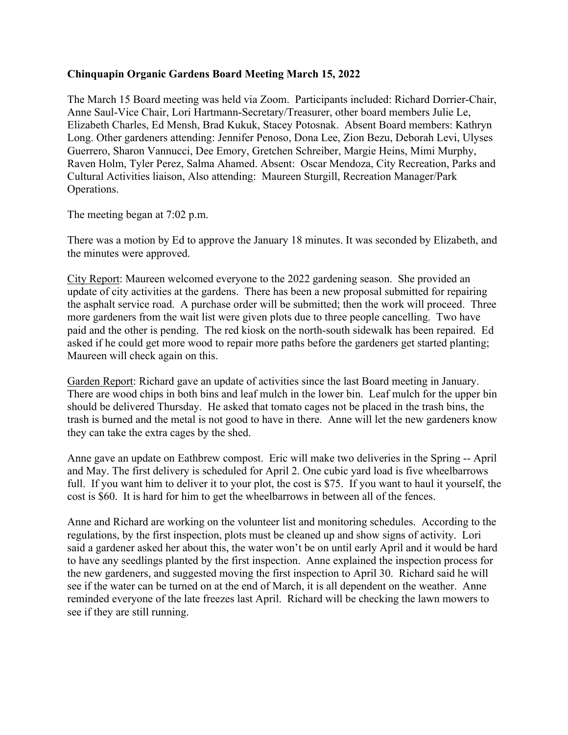**Chinquapin Organic Gardens Board Meeting March 15, 2022**

The March 15 Board meeting was held via Zoom. Participants included: Richard Dorrier-Chair, Anne Saul-Vice Chair, Lori Hartmann-Secretary/Treasurer, other board members Julie Le, Elizabeth Charles, Ed Mensh, Brad Kukuk, Stacey Potosnak. Absent Board members: Kathryn Long. Other gardeners attending: Jennifer Penoso, Dona Lee, Zion Bezu, Deborah Levi, Ulyses Guerrero, Sharon Vannucci, Dee Emory, Gretchen Schreiber, Margie Heins, Mimi Murphy, Raven Holm, Tyler Perez, Salma Ahamed. Absent: Oscar Mendoza, City Recreation, Parks and Cultural Activities liaison, Also attending: Maureen Sturgill, Recreation Manager/Park Operations.

The meeting began at 7:02 p.m.

There was a motion by Ed to approve the January 18 minutes. It was seconded by Elizabeth, and the minutes were approved.

City Report: Maureen welcomed everyone to the 2022 gardening season. She provided an update of city activities at the gardens. There has been a new proposal submitted for repairing the asphalt service road. A purchase order will be submitted; then the work will proceed. Three more gardeners from the wait list were given plots due to three people cancelling. Two have paid and the other is pending. The red kiosk on the north-south sidewalk has been repaired. Ed asked if he could get more wood to repair more paths before the gardeners get started planting; Maureen will check again on this.

Garden Report: Richard gave an update of activities since the last Board meeting in January. There are wood chips in both bins and leaf mulch in the lower bin. Leaf mulch for the upper bin should be delivered Thursday. He asked that tomato cages not be placed in the trash bins, the trash is burned and the metal is not good to have in there. Anne will let the new gardeners know they can take the extra cages by the shed.

Anne gave an update on Eathbrew compost. Eric will make two deliveries in the Spring -- April and May. The first delivery is scheduled for April 2. One cubic yard load is five wheelbarrows full. If you want him to deliver it to your plot, the cost is $75. If you want to haul it yourself, the cost is $60. It is hard for him to get the wheelbarrows in between all of the fences.

Anne and Richard are working on the volunteer list and monitoring schedules. According to the regulations, by the first inspection, plots must be cleaned up and show signs of activity. Lori said a gardener asked her about this, the water won't be on until early April and it would be hard to have any seedlings planted by the first inspection. Anne explained the inspection process for the new gardeners, and suggested moving the first inspection to April 30. Richard said he will see if the water can be turned on at the end of March, it is all dependent on the weather. Anne reminded everyone of the late freezes last April. Richard will be checking the lawn mowers to see if they are still running.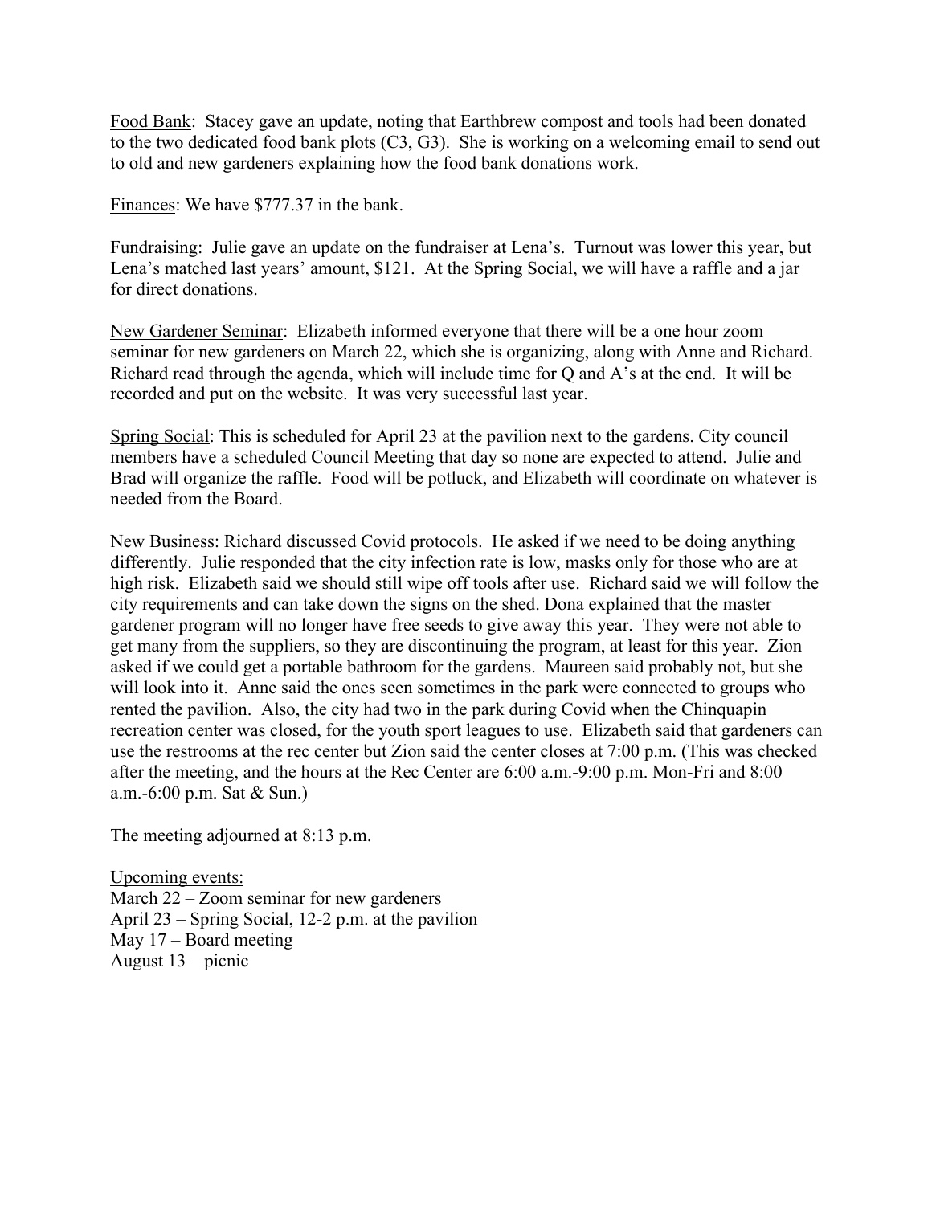Food Bank: Stacey gave an update, noting that Earthbrew compost and tools had been donated to the two dedicated food bank plots (C3, G3). She is working on a welcoming email to send out to old and new gardeners explaining how the food bank donations work.

Finances: We have $777.37 in the bank.

Fundraising: Julie gave an update on the fundraiser at Lena's. Turnout was lower this year, but Lena's matched last years' amount, $121. At the Spring Social, we will have a raffle and a jar for direct donations.

New Gardener Seminar: Elizabeth informed everyone that there will be a one hour zoom seminar for new gardeners on March 22, which she is organizing, along with Anne and Richard. Richard read through the agenda, which will include time for Q and A's at the end. It will be recorded and put on the website. It was very successful last year.

Spring Social: This is scheduled for April 23 at the pavilion next to the gardens. City council members have a scheduled Council Meeting that day so none are expected to attend. Julie and Brad will organize the raffle. Food will be potluck, and Elizabeth will coordinate on whatever is needed from the Board.

New Business: Richard discussed Covid protocols. He asked if we need to be doing anything differently. Julie responded that the city infection rate is low, masks only for those who are at high risk. Elizabeth said we should still wipe off tools after use. Richard said we will follow the city requirements and can take down the signs on the shed. Dona explained that the master gardener program will no longer have free seeds to give away this year. They were not able to get many from the suppliers, so they are discontinuing the program, at least for this year. Zion asked if we could get a portable bathroom for the gardens. Maureen said probably not, but she will look into it. Anne said the ones seen sometimes in the park were connected to groups who rented the pavilion. Also, the city had two in the park during Covid when the Chinquapin recreation center was closed, for the youth sport leagues to use. Elizabeth said that gardeners can use the restrooms at the rec center but Zion said the center closes at 7:00 p.m. (This was checked after the meeting, and the hours at the Rec Center are 6:00 a.m.-9:00 p.m. Mon-Fri and 8:00 a.m.-6:00 p.m. Sat & Sun.)

The meeting adjourned at 8:13 p.m.

Upcoming events:
March 22 – Zoom seminar for new gardeners
April 23 – Spring Social, 12-2 p.m. at the pavilion
May 17 – Board meeting
August 13 – picnic